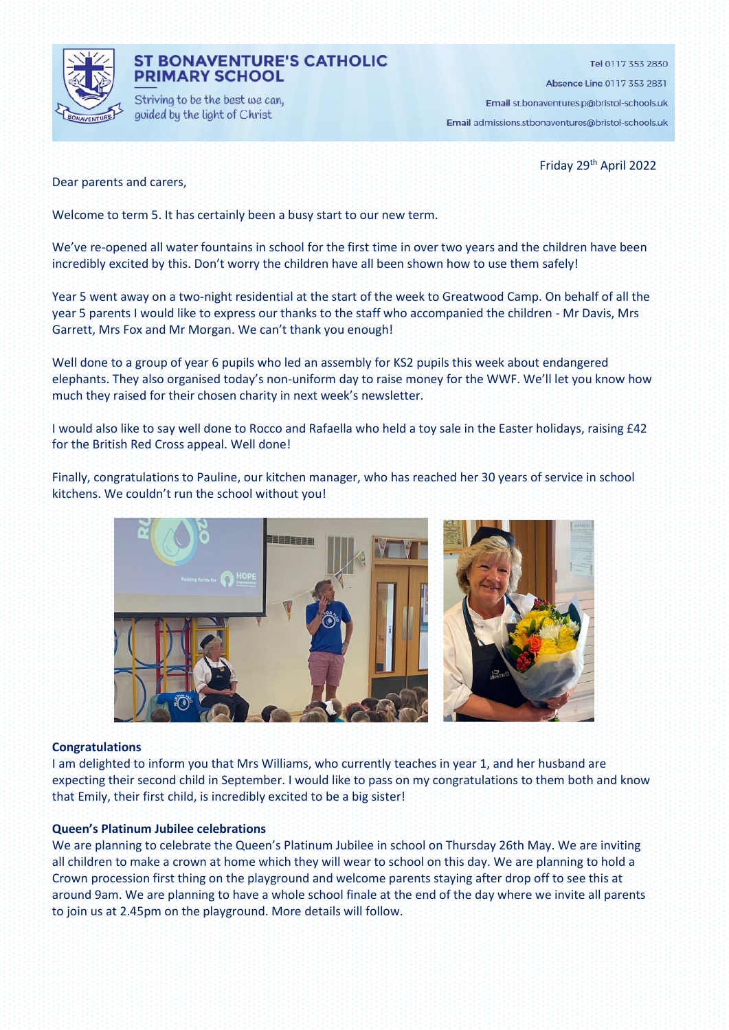# ST BONAVENTURE'S CATHOLIC PRIMARY SCHOOL

Striving to be the best we can, guided by the light of Christ

**Tel** 0117 353 2830

**Absence Line** 0117 353 2831

**Email** st.bonaventures.p@bristol-schools.uk

**Email** admissions.stbonaventures@bristol-schools.uk

Friday 29th April 2022

Dear parents and carers,

Welcome to term 5. It has certainly been a busy start to our new term.

We've re-opened all water fountains in school for the first time in over two years and the children have been incredibly excited by this. Don't worry the children have all been shown how to use them safely!

Year 5 went away on a two-night residential at the start of the week to Greatwood Camp. On behalf of all the year 5 parents I would like to express our thanks to the staff who accompanied the children - Mr Davis, Mrs Garrett, Mrs Fox and Mr Morgan. We can't thank you enough!

Well done to a group of year 6 pupils who led an assembly for KS2 pupils this week about endangered elephants. They also organised today's non-uniform day to raise money for the WWF. We'll let you know how much they raised for their chosen charity in next week's newsletter.

I would also like to say well done to Rocco and Rafaella who held a toy sale in the Easter holidays, raising £42 for the British Red Cross appeal. Well done!

Finally, congratulations to Pauline, our kitchen manager, who has reached her 30 years of service in school kitchens. We couldn't run the school without you!

**Congratulations**

I am delighted to inform you that Mrs Williams, who currently teaches in year 1, and her husband are expecting their second child in September. I would like to pass on my congratulations to them both and know that Emily, their first child, is incredibly excited to be a big sister!

**Queen's Platinum Jubilee celebrations**

We are planning to celebrate the Queen's Platinum Jubilee in school on Thursday 26th May. We are inviting all children to make a crown at home which they will wear to school on this day. We are planning to hold a Crown procession first thing on the playground and welcome parents staying after drop off to see this at around 9am. We are planning to have a whole school finale at the end of the day where we invite all parents to join us at 2.45pm on the playground. More details will follow.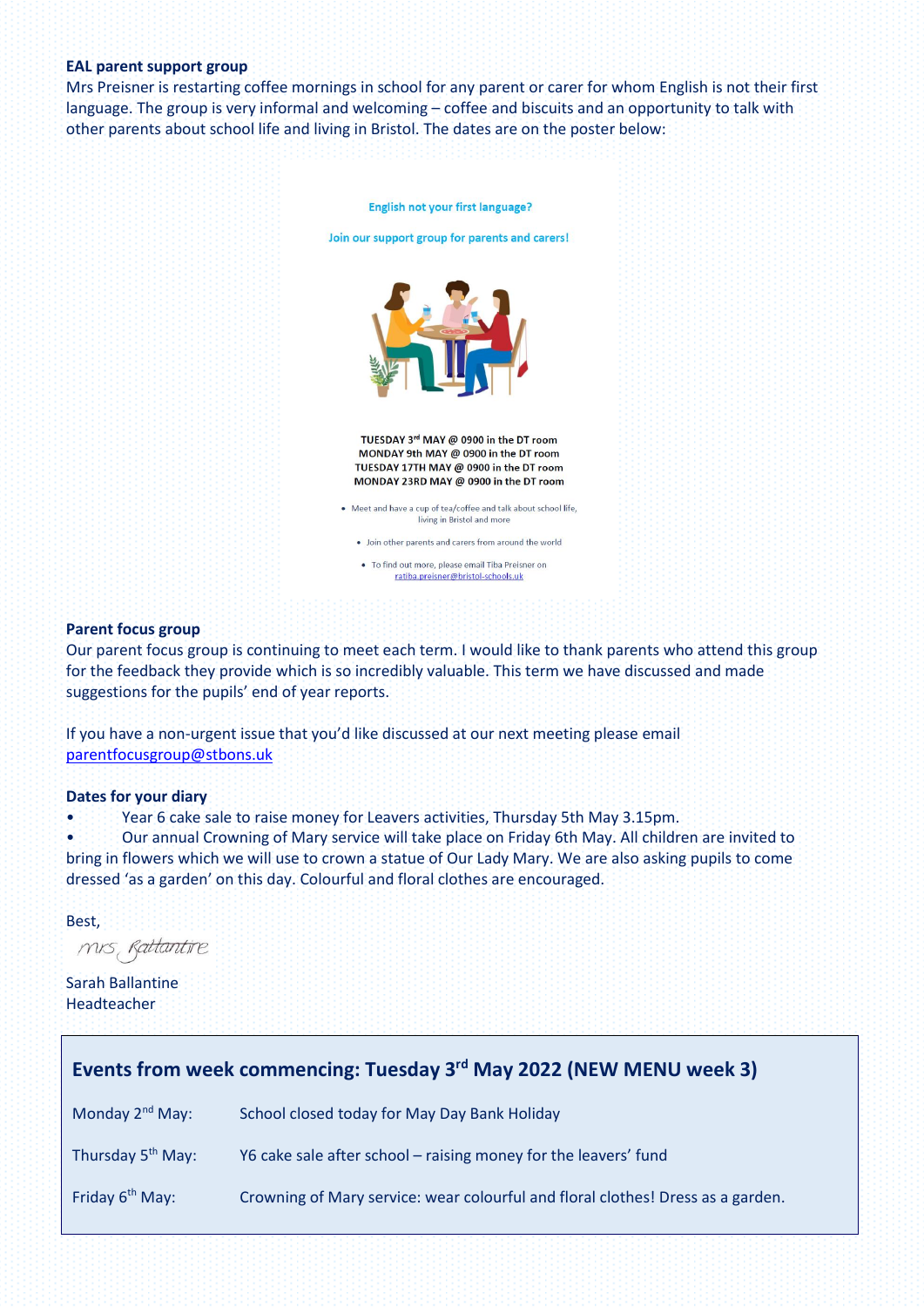**EAL parent support group**

Mrs Preisner is restarting coffee mornings in school for any parent or carer for whom English is not their first language. The group is very informal and welcoming – coffee and biscuits and an opportunity to talk with other parents about school life and living in Bristol. The dates are on the poster below:

English not your first language?

Join our support group for parents and carers!

TUESDAY 3rd MAY @ 0900 in the DT room
MONDAY 9th MAY @ 0900 in the DT room
TUESDAY 17TH MAY @ 0900 in the DT room
MONDAY 23RD MAY @ 0900 in the DT room

- Meet and have a cup of tea/coffee and talk about school life, living in Bristol and more
- Join other parents and carers from around the world
- To find out more, please email Tiba Preisner on ratiba.preisner@bristol-schools.uk

**Parent focus group**

Our parent focus group is continuing to meet each term. I would like to thank parents who attend this group for the feedback they provide which is so incredibly valuable. This term we have discussed and made suggestions for the pupils' end of year reports.

If you have a non-urgent issue that you'd like discussed at our next meeting please email parentfocusgroup@stbons.uk

**Dates for your diary**

- Year 6 cake sale to raise money for Leavers activities, Thursday 5th May 3.15pm.
- Our annual Crowning of Mary service will take place on Friday 6th May. All children are invited to bring in flowers which we will use to crown a statue of Our Lady Mary. We are also asking pupils to come dressed 'as a garden' on this day. Colourful and floral clothes are encouraged.

Best,

Mrs Ballantine

Sarah Ballantine
Headteacher

## Events from week commencing: Tuesday 3rd May 2022 (NEW MENU week 3)

| | |
|---|---|
| Monday 2nd May: | School closed today for May Day Bank Holiday |
| Thursday 5th May: | Y6 cake sale after school – raising money for the leavers' fund |
| Friday 6th May: | Crowning of Mary service: wear colourful and floral clothes! Dress as a garden. |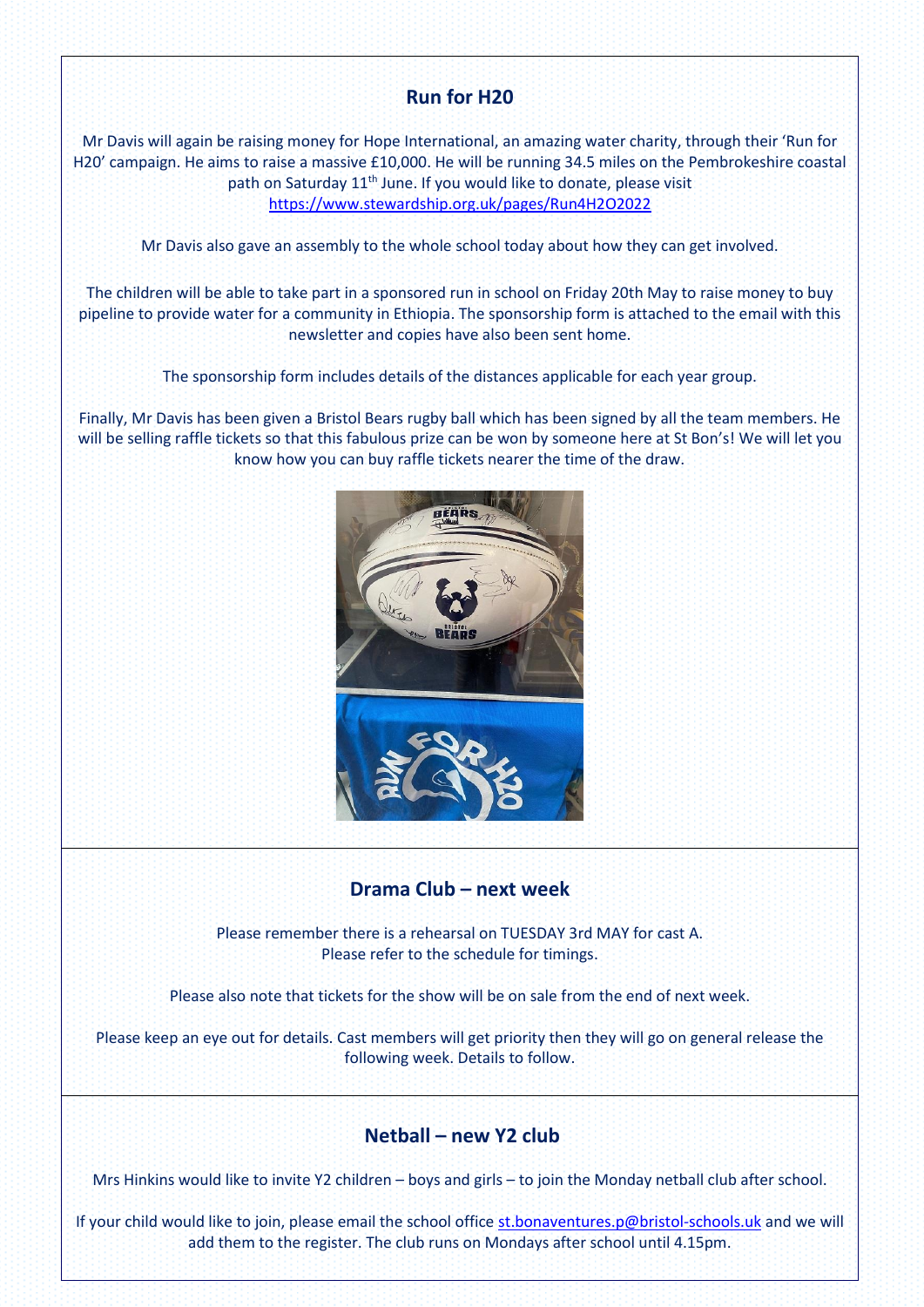## Run for H20

Mr Davis will again be raising money for Hope International, an amazing water charity, through their 'Run for H20' campaign. He aims to raise a massive £10,000. He will be running 34.5 miles on the Pembrokeshire coastal path on Saturday 11th June. If you would like to donate, please visit https://www.stewardship.org.uk/pages/Run4H2O2022

Mr Davis also gave an assembly to the whole school today about how they can get involved.

The children will be able to take part in a sponsored run in school on Friday 20th May to raise money to buy pipeline to provide water for a community in Ethiopia. The sponsorship form is attached to the email with this newsletter and copies have also been sent home.

The sponsorship form includes details of the distances applicable for each year group.

Finally, Mr Davis has been given a Bristol Bears rugby ball which has been signed by all the team members. He will be selling raffle tickets so that this fabulous prize can be won by someone here at St Bon's! We will let you know how you can buy raffle tickets nearer the time of the draw.

## Drama Club – next week

Please remember there is a rehearsal on TUESDAY 3rd MAY for cast A.
Please refer to the schedule for timings.

Please also note that tickets for the show will be on sale from the end of next week.

Please keep an eye out for details. Cast members will get priority then they will go on general release the following week. Details to follow.

## Netball – new Y2 club

Mrs Hinkins would like to invite Y2 children – boys and girls – to join the Monday netball club after school.

If your child would like to join, please email the school office st.bonaventures.p@bristol-schools.uk and we will add them to the register. The club runs on Mondays after school until 4.15pm.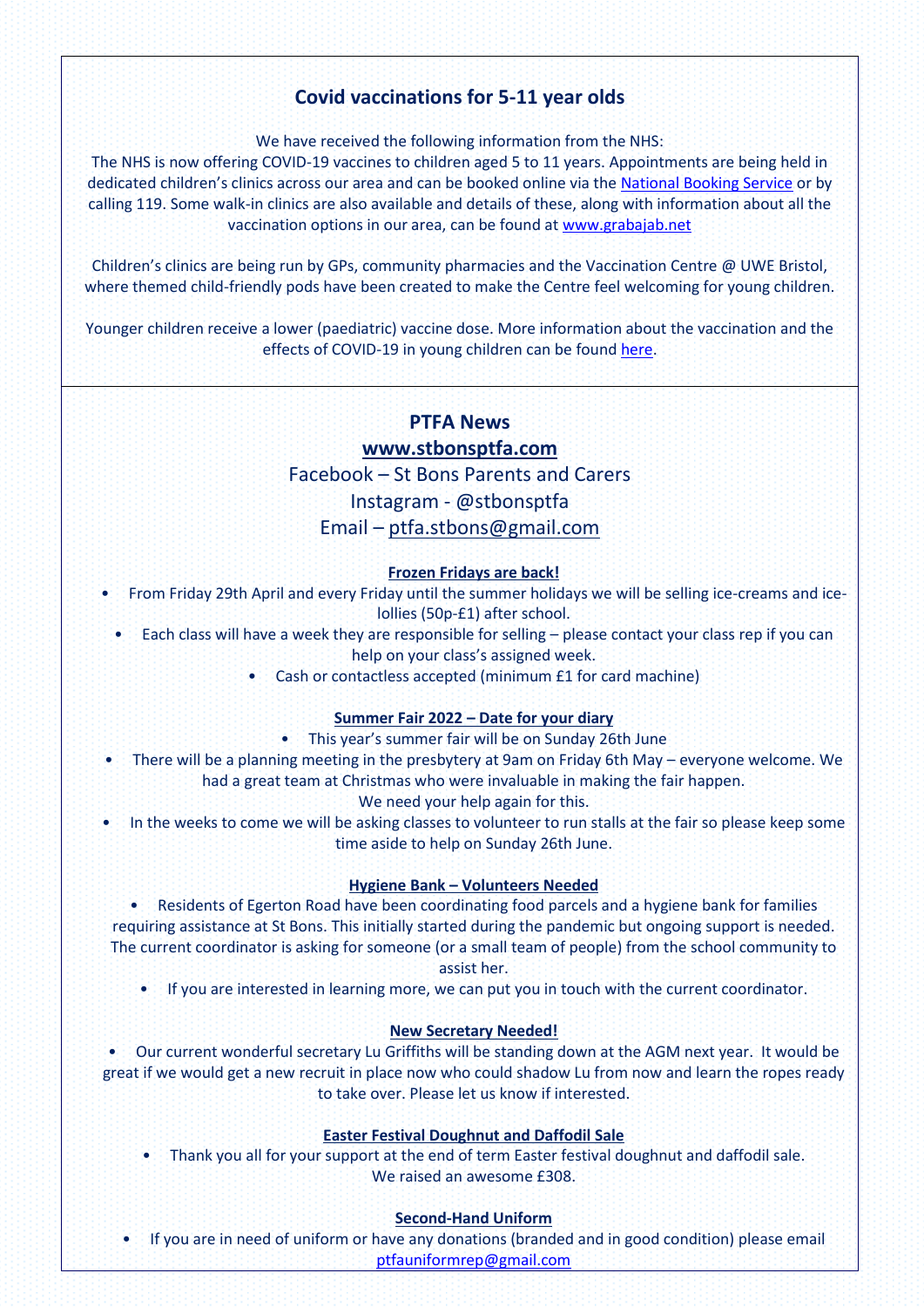## Covid vaccinations for 5-11 year olds

We have received the following information from the NHS:
The NHS is now offering COVID-19 vaccines to children aged 5 to 11 years. Appointments are being held in dedicated children's clinics across our area and can be booked online via the National Booking Service or by calling 119. Some walk-in clinics are also available and details of these, along with information about all the vaccination options in our area, can be found at www.grabajab.net

Children's clinics are being run by GPs, community pharmacies and the Vaccination Centre @ UWE Bristol, where themed child-friendly pods have been created to make the Centre feel welcoming for young children.

Younger children receive a lower (paediatric) vaccine dose. More information about the vaccination and the effects of COVID-19 in young children can be found here.

## PTFA News

**www.stbonsptfa.com**

Facebook – St Bons Parents and Carers

Instagram - @stbonsptfa

Email – ptfa.stbons@gmail.com

### Frozen Fridays are back!

- From Friday 29th April and every Friday until the summer holidays we will be selling ice-creams and ice-lollies (50p-£1) after school.
- Each class will have a week they are responsible for selling – please contact your class rep if you can help on your class's assigned week.
- Cash or contactless accepted (minimum £1 for card machine)

### Summer Fair 2022 – Date for your diary

- This year's summer fair will be on Sunday 26th June
- There will be a planning meeting in the presbytery at 9am on Friday 6th May – everyone welcome. We had a great team at Christmas who were invaluable in making the fair happen.
  We need your help again for this.
- In the weeks to come we will be asking classes to volunteer to run stalls at the fair so please keep some time aside to help on Sunday 26th June.

### Hygiene Bank – Volunteers Needed

- Residents of Egerton Road have been coordinating food parcels and a hygiene bank for families requiring assistance at St Bons. This initially started during the pandemic but ongoing support is needed. The current coordinator is asking for someone (or a small team of people) from the school community to assist her.
- If you are interested in learning more, we can put you in touch with the current coordinator.

### New Secretary Needed!

- Our current wonderful secretary Lu Griffiths will be standing down at the AGM next year. It would be great if we would get a new recruit in place now who could shadow Lu from now and learn the ropes ready to take over. Please let us know if interested.

### Easter Festival Doughnut and Daffodil Sale

- Thank you all for your support at the end of term Easter festival doughnut and daffodil sale. We raised an awesome £308.

### Second-Hand Uniform

- If you are in need of uniform or have any donations (branded and in good condition) please email ptfauniformrep@gmail.com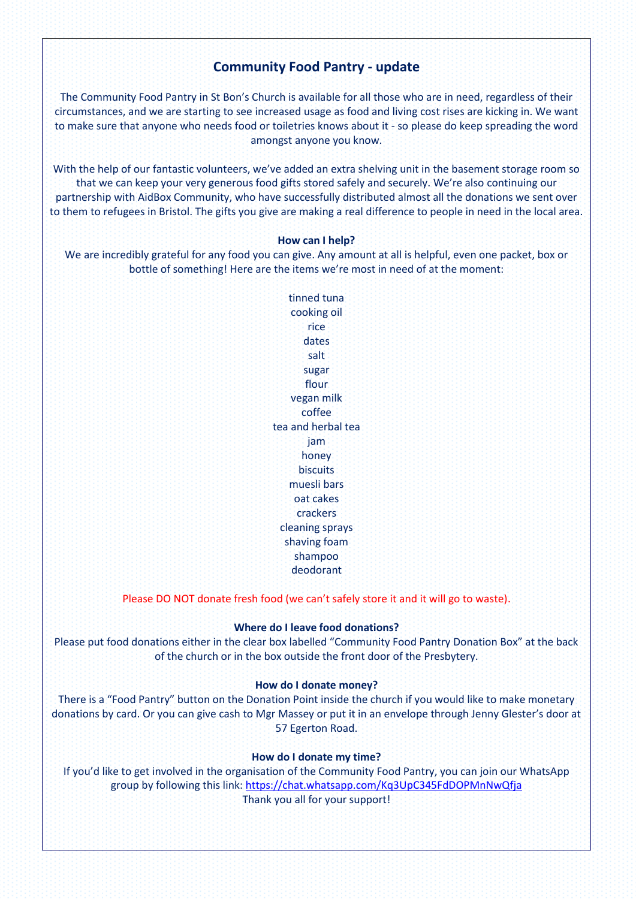## Community Food Pantry - update

The Community Food Pantry in St Bon's Church is available for all those who are in need, regardless of their circumstances, and we are starting to see increased usage as food and living cost rises are kicking in. We want to make sure that anyone who needs food or toiletries knows about it - so please do keep spreading the word amongst anyone you know.

With the help of our fantastic volunteers, we've added an extra shelving unit in the basement storage room so that we can keep your very generous food gifts stored safely and securely. We're also continuing our partnership with AidBox Community, who have successfully distributed almost all the donations we sent over to them to refugees in Bristol. The gifts you give are making a real difference to people in need in the local area.

**How can I help?**

We are incredibly grateful for any food you can give. Any amount at all is helpful, even one packet, box or bottle of something! Here are the items we're most in need of at the moment:

- tinned tuna
- cooking oil
- rice
- dates
- salt
- sugar
- flour
- vegan milk
- coffee
- tea and herbal tea
- jam
- honey
- biscuits
- muesli bars
- oat cakes
- crackers
- cleaning sprays
- shaving foam
- shampoo
- deodorant

Please DO NOT donate fresh food (we can't safely store it and it will go to waste).

**Where do I leave food donations?**

Please put food donations either in the clear box labelled "Community Food Pantry Donation Box" at the back of the church or in the box outside the front door of the Presbytery.

**How do I donate money?**

There is a "Food Pantry" button on the Donation Point inside the church if you would like to make monetary donations by card. Or you can give cash to Mgr Massey or put it in an envelope through Jenny Glester's door at 57 Egerton Road.

**How do I donate my time?**

If you'd like to get involved in the organisation of the Community Food Pantry, you can join our WhatsApp group by following this link: https://chat.whatsapp.com/Kq3UpC345FdDOPMnNwQfja

Thank you all for your support!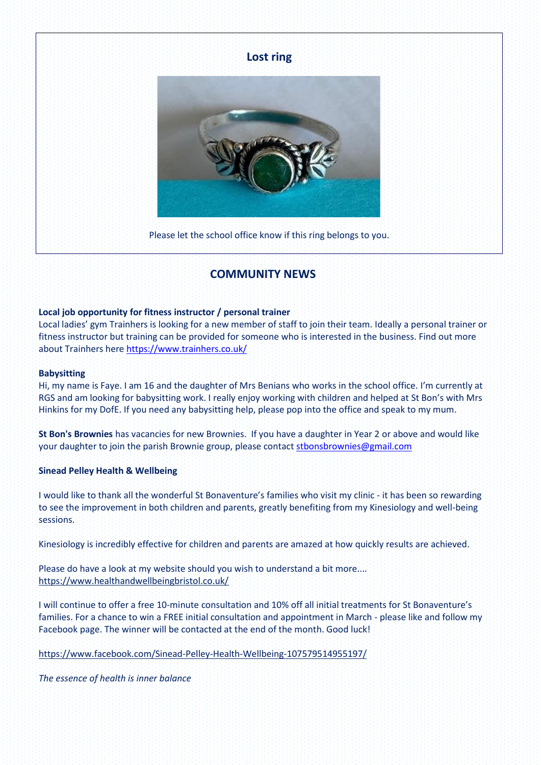## Lost ring

Please let the school office know if this ring belongs to you.

## COMMUNITY NEWS

**Local job opportunity for fitness instructor / personal trainer**
Local ladies' gym Trainhers is looking for a new member of staff to join their team. Ideally a personal trainer or fitness instructor but training can be provided for someone who is interested in the business. Find out more about Trainhers here https://www.trainhers.co.uk/

**Babysitting**
Hi, my name is Faye. I am 16 and the daughter of Mrs Benians who works in the school office. I'm currently at RGS and am looking for babysitting work. I really enjoy working with children and helped at St Bon's with Mrs Hinkins for my DofE. If you need any babysitting help, please pop into the office and speak to my mum.

**St Bon's Brownies** has vacancies for new Brownies. If you have a daughter in Year 2 or above and would like your daughter to join the parish Brownie group, please contact stbonsbrownies@gmail.com

**Sinead Pelley Health & Wellbeing**

I would like to thank all the wonderful St Bonaventure's families who visit my clinic - it has been so rewarding to see the improvement in both children and parents, greatly benefiting from my Kinesiology and well-being sessions.

Kinesiology is incredibly effective for children and parents are amazed at how quickly results are achieved.

Please do have a look at my website should you wish to understand a bit more....
https://www.healthandwellbeingbristol.co.uk/

I will continue to offer a free 10-minute consultation and 10% off all initial treatments for St Bonaventure's families. For a chance to win a FREE initial consultation and appointment in March - please like and follow my Facebook page. The winner will be contacted at the end of the month. Good luck!

https://www.facebook.com/Sinead-Pelley-Health-Wellbeing-107579514955197/

*The essence of health is inner balance*